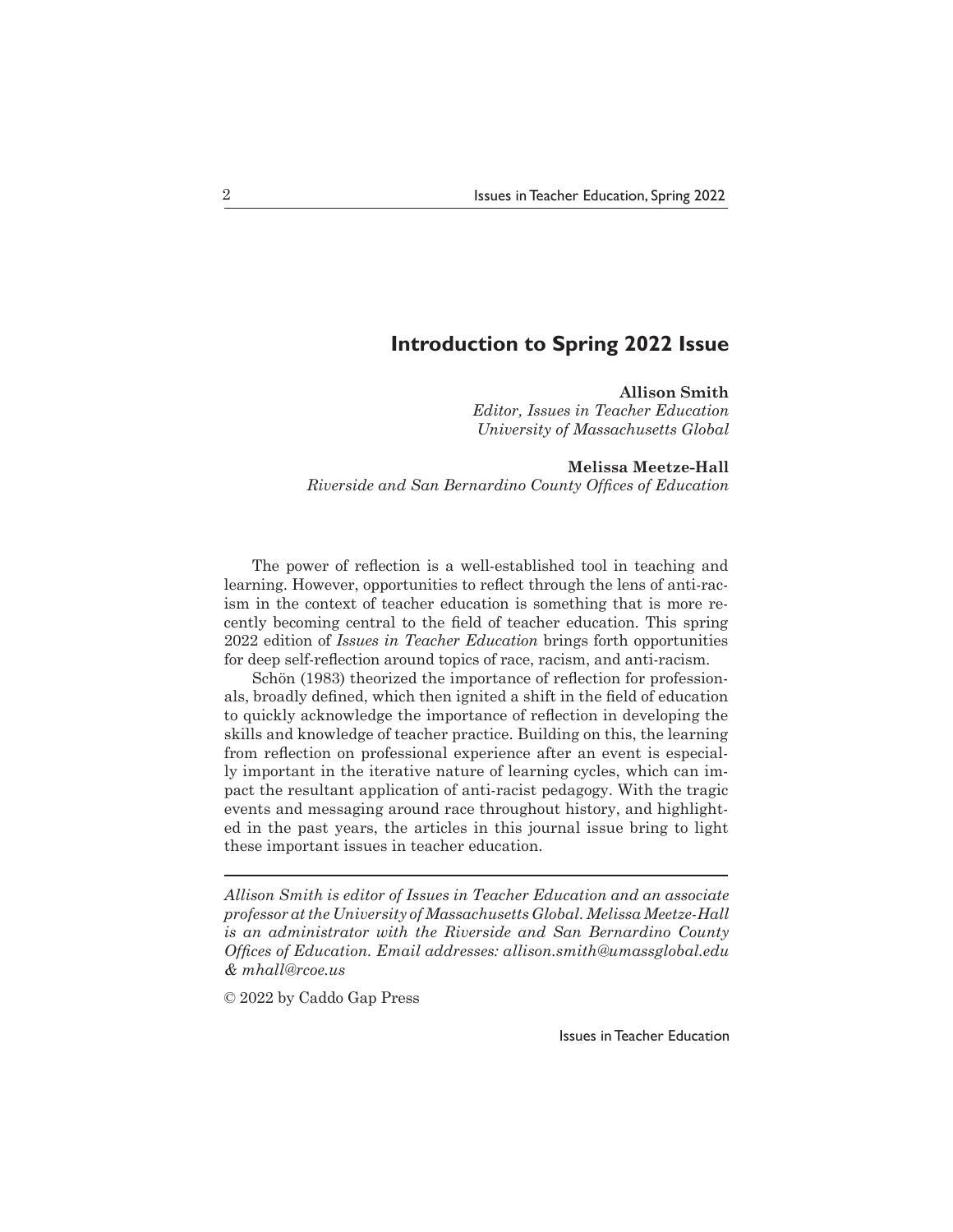# Introduction to Spring 2022 Issue

**Allison Smith**
*Editor, Issues in Teacher Education*
*University of Massachusetts Global*

**Melissa Meetze-Hall**
*Riverside and San Bernardino County Offices of Education*

The power of reflection is a well-established tool in teaching and learning. However, opportunities to reflect through the lens of anti-racism in the context of teacher education is something that is more recently becoming central to the field of teacher education. This spring 2022 edition of *Issues in Teacher Education* brings forth opportunities for deep self-reflection around topics of race, racism, and anti-racism.

Schön (1983) theorized the importance of reflection for professionals, broadly defined, which then ignited a shift in the field of education to quickly acknowledge the importance of reflection in developing the skills and knowledge of teacher practice. Building on this, the learning from reflection on professional experience after an event is especially important in the iterative nature of learning cycles, which can impact the resultant application of anti-racist pedagogy. With the tragic events and messaging around race throughout history, and highlighted in the past years, the articles in this journal issue bring to light these important issues in teacher education.

---

*Allison Smith is editor of Issues in Teacher Education and an associate professor at the University of Massachusetts Global. Melissa Meetze-Hall is an administrator with the Riverside and San Bernardino County Offices of Education. Email addresses: allison.smith@umassglobal.edu & mhall@rcoe.us*

© 2022 by Caddo Gap Press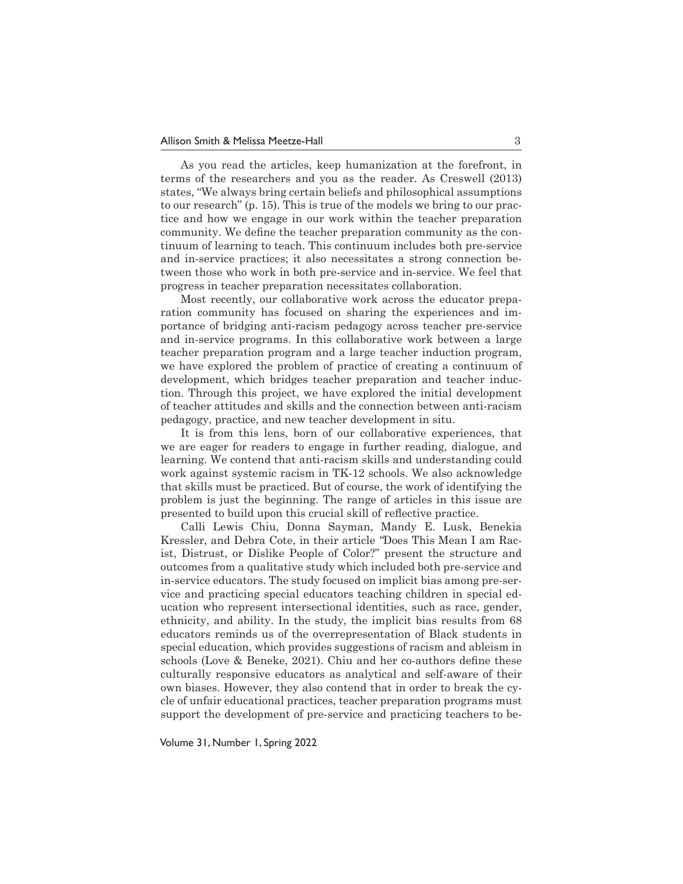As you read the articles, keep humanization at the forefront, in terms of the researchers and you as the reader. As Creswell (2013) states, "We always bring certain beliefs and philosophical assumptions to our research" (p. 15). This is true of the models we bring to our practice and how we engage in our work within the teacher preparation community. We define the teacher preparation community as the continuum of learning to teach. This continuum includes both pre-service and in-service practices; it also necessitates a strong connection between those who work in both pre-service and in-service. We feel that progress in teacher preparation necessitates collaboration.

Most recently, our collaborative work across the educator preparation community has focused on sharing the experiences and importance of bridging anti-racism pedagogy across teacher pre-service and in-service programs. In this collaborative work between a large teacher preparation program and a large teacher induction program, we have explored the problem of practice of creating a continuum of development, which bridges teacher preparation and teacher induction. Through this project, we have explored the initial development of teacher attitudes and skills and the connection between anti-racism pedagogy, practice, and new teacher development in situ.

It is from this lens, born of our collaborative experiences, that we are eager for readers to engage in further reading, dialogue, and learning. We contend that anti-racism skills and understanding could work against systemic racism in TK-12 schools. We also acknowledge that skills must be practiced. But of course, the work of identifying the problem is just the beginning. The range of articles in this issue are presented to build upon this crucial skill of reflective practice.

Calli Lewis Chiu, Donna Sayman, Mandy E. Lusk, Benekia Kressler, and Debra Cote, in their article "Does This Mean I am Racist, Distrust, or Dislike People of Color?" present the structure and outcomes from a qualitative study which included both pre-service and in-service educators. The study focused on implicit bias among pre-service and practicing special educators teaching children in special education who represent intersectional identities, such as race, gender, ethnicity, and ability. In the study, the implicit bias results from 68 educators reminds us of the overrepresentation of Black students in special education, which provides suggestions of racism and ableism in schools (Love & Beneke, 2021). Chiu and her co-authors define these culturally responsive educators as analytical and self-aware of their own biases. However, they also contend that in order to break the cycle of unfair educational practices, teacher preparation programs must support the development of pre-service and practicing teachers to be-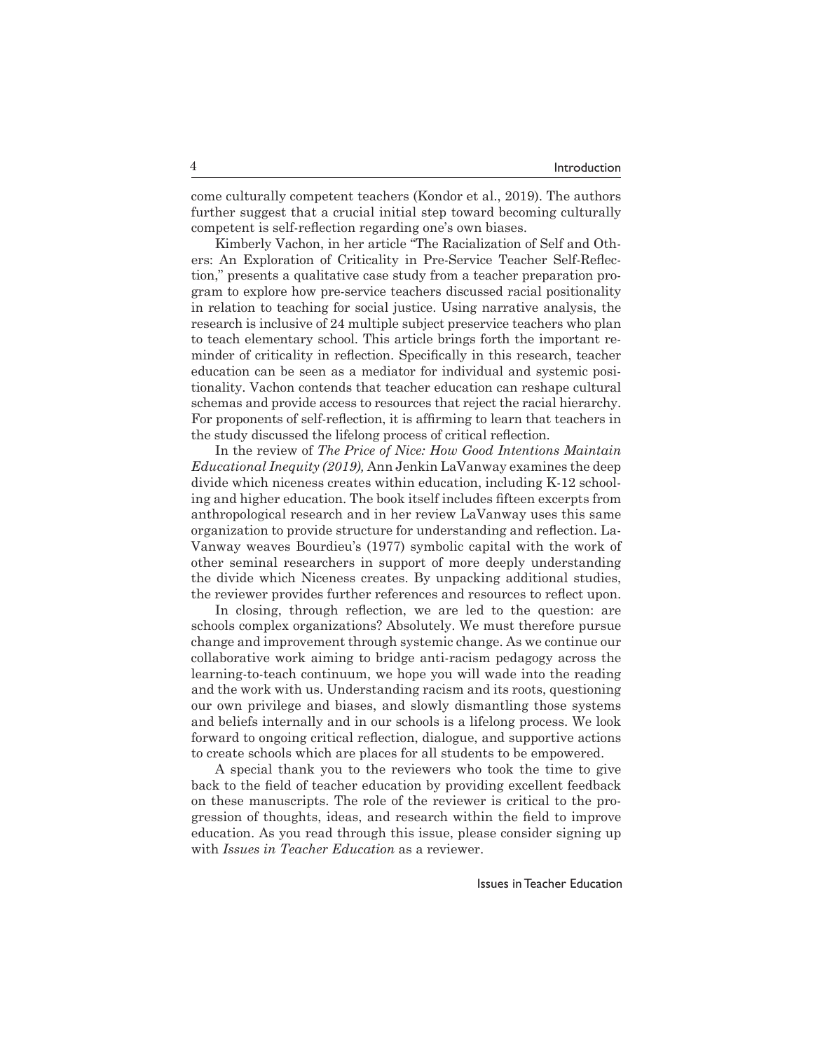come culturally competent teachers (Kondor et al., 2019). The authors further suggest that a crucial initial step toward becoming culturally competent is self-reflection regarding one's own biases.

Kimberly Vachon, in her article "The Racialization of Self and Others: An Exploration of Criticality in Pre-Service Teacher Self-Reflection," presents a qualitative case study from a teacher preparation program to explore how pre-service teachers discussed racial positionality in relation to teaching for social justice. Using narrative analysis, the research is inclusive of 24 multiple subject preservice teachers who plan to teach elementary school. This article brings forth the important reminder of criticality in reflection. Specifically in this research, teacher education can be seen as a mediator for individual and systemic positionality. Vachon contends that teacher education can reshape cultural schemas and provide access to resources that reject the racial hierarchy. For proponents of self-reflection, it is affirming to learn that teachers in the study discussed the lifelong process of critical reflection.

In the review of *The Price of Nice: How Good Intentions Maintain Educational Inequity (2019),* Ann Jenkin LaVanway examines the deep divide which niceness creates within education, including K-12 schooling and higher education. The book itself includes fifteen excerpts from anthropological research and in her review LaVanway uses this same organization to provide structure for understanding and reflection. LaVanway weaves Bourdieu's (1977) symbolic capital with the work of other seminal researchers in support of more deeply understanding the divide which Niceness creates. By unpacking additional studies, the reviewer provides further references and resources to reflect upon.

In closing, through reflection, we are led to the question: are schools complex organizations? Absolutely. We must therefore pursue change and improvement through systemic change. As we continue our collaborative work aiming to bridge anti-racism pedagogy across the learning-to-teach continuum, we hope you will wade into the reading and the work with us. Understanding racism and its roots, questioning our own privilege and biases, and slowly dismantling those systems and beliefs internally and in our schools is a lifelong process. We look forward to ongoing critical reflection, dialogue, and supportive actions to create schools which are places for all students to be empowered.

A special thank you to the reviewers who took the time to give back to the field of teacher education by providing excellent feedback on these manuscripts. The role of the reviewer is critical to the progression of thoughts, ideas, and research within the field to improve education. As you read through this issue, please consider signing up with *Issues in Teacher Education* as a reviewer.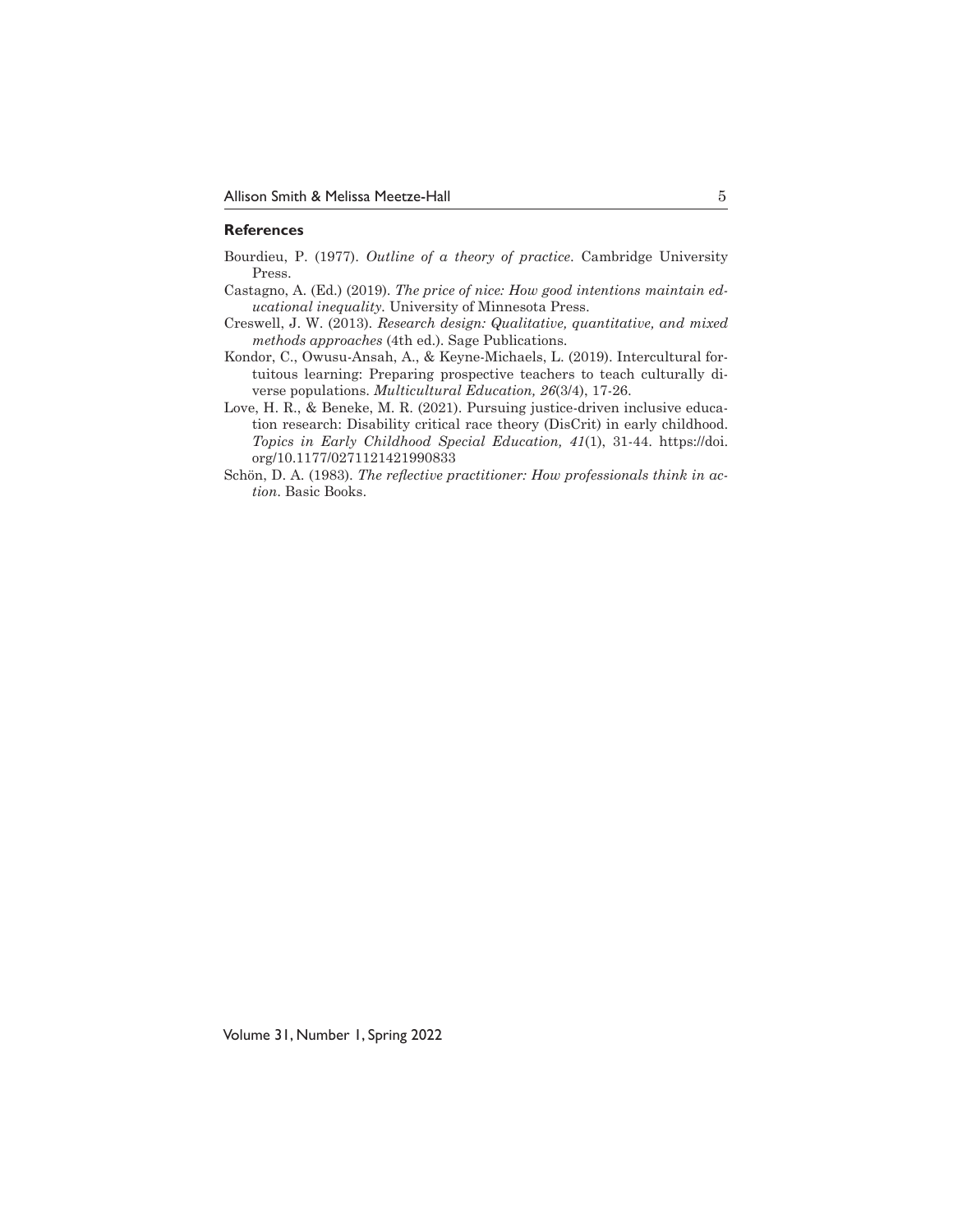## References

Bourdieu, P. (1977). *Outline of a theory of practice*. Cambridge University Press.

Castagno, A. (Ed.) (2019). *The price of nice: How good intentions maintain educational inequality*. University of Minnesota Press.

Creswell, J. W. (2013). *Research design: Qualitative, quantitative, and mixed methods approaches* (4th ed.). Sage Publications.

Kondor, C., Owusu-Ansah, A., & Keyne-Michaels, L. (2019). Intercultural fortuitous learning: Preparing prospective teachers to teach culturally diverse populations. *Multicultural Education, 26*(3/4), 17-26.

Love, H. R., & Beneke, M. R. (2021). Pursuing justice-driven inclusive education research: Disability critical race theory (DisCrit) in early childhood. *Topics in Early Childhood Special Education, 41*(1), 31-44. https://doi.org/10.1177/0271121421990833

Schön, D. A. (1983). *The reflective practitioner: How professionals think in action*. Basic Books.